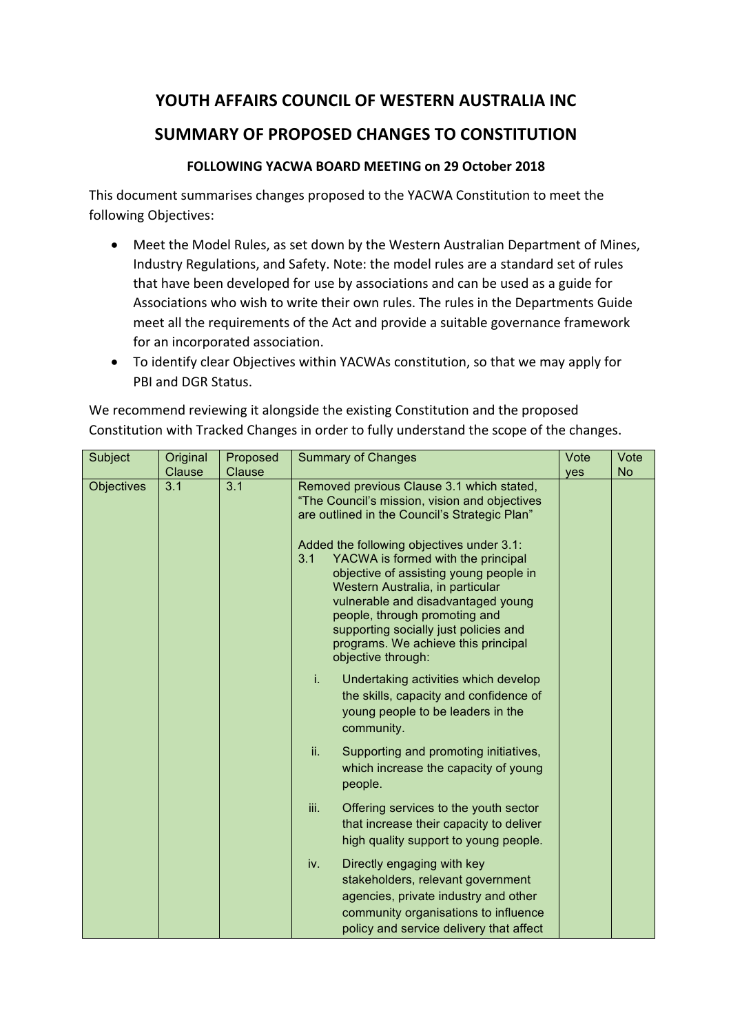# YOUTH AFFAIRS COUNCIL OF WESTERN AUSTRALIA INC

## SUMMARY OF PROPOSED CHANGES TO CONSTITUTION

### FOLLOWING YACWA BOARD MEETING on 29 October 2018

This document summarises changes proposed to the YACWA Constitution to meet the following Objectives:

- Meet the Model Rules, as set down by the Western Australian Department of Mines, Industry Regulations, and Safety. Note: the model rules are a standard set of rules that have been developed for use by associations and can be used as a guide for Associations who wish to write their own rules. The rules in the Departments Guide meet all the requirements of the Act and provide a suitable governance framework for an incorporated association.
- To identify clear Objectives within YACWAs constitution, so that we may apply for PBI and DGR Status.

We recommend reviewing it alongside the existing Constitution and the proposed Constitution with Tracked Changes in order to fully understand the scope of the changes.

| Subject | Original Clause | Proposed Clause | Summary of Changes | Vote yes | Vote No |
|---|---|---|---|---|---|
| Objectives | 3.1 | 3.1 | Removed previous Clause 3.1 which stated, "The Council's mission, vision and objectives are outlined in the Council's Strategic Plan"<br><br>Added the following objectives under 3.1:<br>3.1 YACWA is formed with the principal objective of assisting young people in Western Australia, in particular vulnerable and disadvantaged young people, through promoting and supporting socially just policies and programs. We achieve this principal objective through:<br>i. Undertaking activities which develop the skills, capacity and confidence of young people to be leaders in the community.<br>ii. Supporting and promoting initiatives, which increase the capacity of young people.<br>iii. Offering services to the youth sector that increase their capacity to deliver high quality support to young people.<br>iv. Directly engaging with key stakeholders, relevant government agencies, private industry and other community organisations to influence policy and service delivery that affect | | |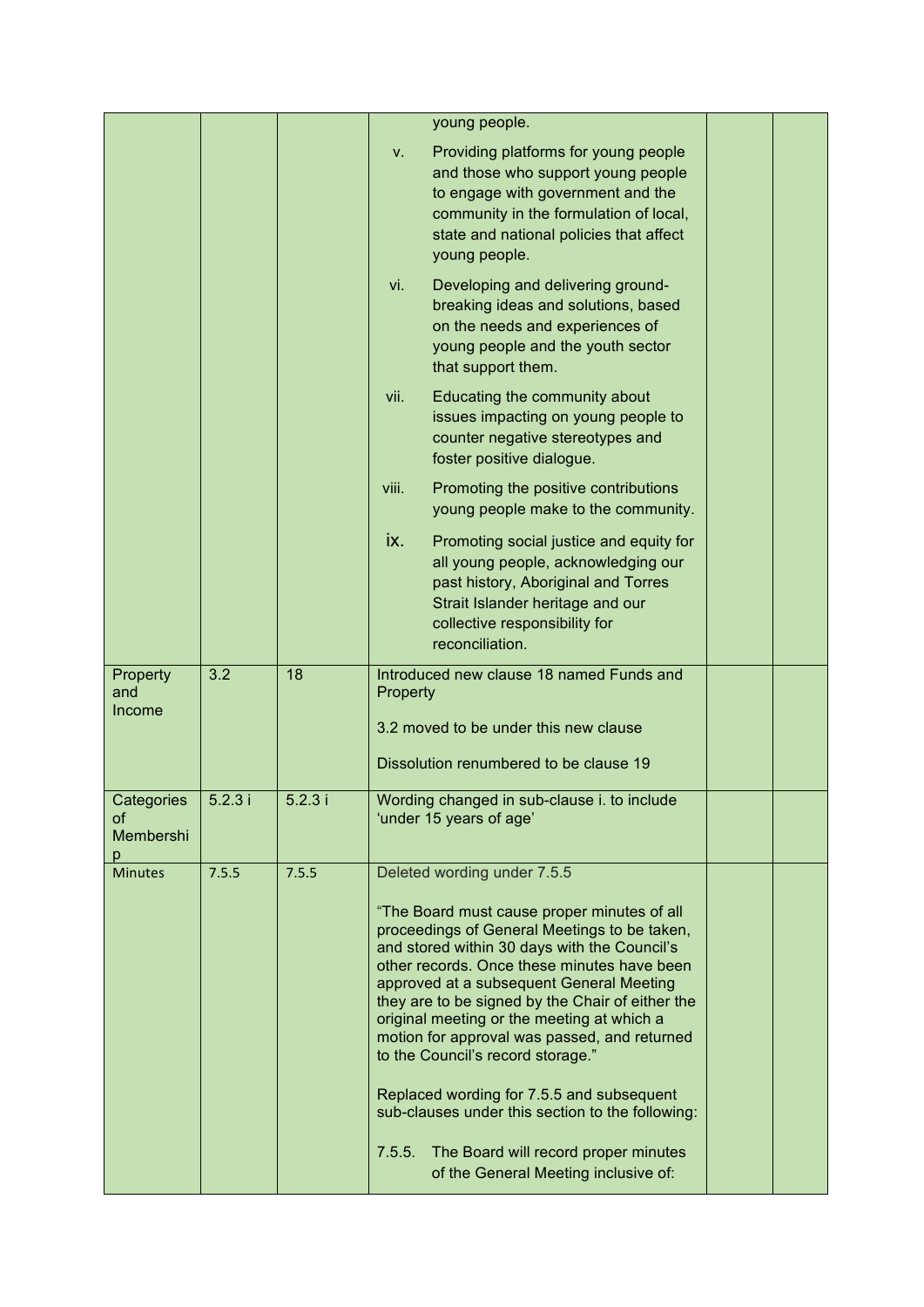| | | | | | |
|---|---|---|---|---|---|
| | | | young people.<br><br>v. Providing platforms for young people and those who support young people to engage with government and the community in the formulation of local, state and national policies that affect young people.<br><br>vi. Developing and delivering ground-breaking ideas and solutions, based on the needs and experiences of young people and the youth sector that support them.<br><br>vii. Educating the community about issues impacting on young people to counter negative stereotypes and foster positive dialogue.<br><br>viii. Promoting the positive contributions young people make to the community.<br><br>ix. Promoting social justice and equity for all young people, acknowledging our past history, Aboriginal and Torres Strait Islander heritage and our collective responsibility for reconciliation. | | |
| Property and Income | 3.2 | 18 | Introduced new clause 18 named Funds and Property<br><br>3.2 moved to be under this new clause<br><br>Dissolution renumbered to be clause 19 | | |
| Categories of Membership | 5.2.3 i | 5.2.3 i | Wording changed in sub-clause i. to include 'under 15 years of age' | | |
| Minutes | 7.5.5 | 7.5.5 | Deleted wording under 7.5.5<br><br>"The Board must cause proper minutes of all proceedings of General Meetings to be taken, and stored within 30 days with the Council's other records. Once these minutes have been approved at a subsequent General Meeting they are to be signed by the Chair of either the original meeting or the meeting at which a motion for approval was passed, and returned to the Council's record storage."<br><br>Replaced wording for 7.5.5 and subsequent sub-clauses under this section to the following:<br><br>7.5.5. The Board will record proper minutes of the General Meeting inclusive of: | | |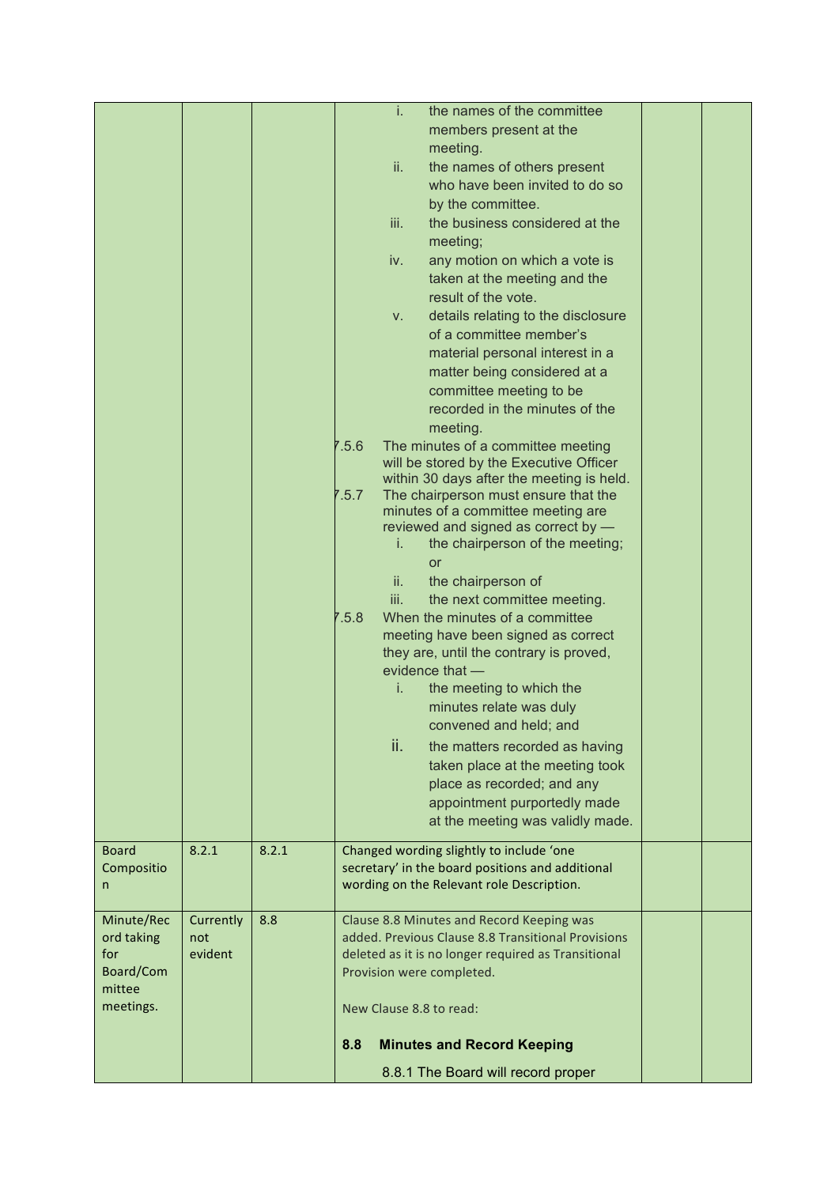| | | | | | |
|---|---|---|---|---|---|
| | | | i. the names of the committee members present at the meeting.<br>ii. the names of others present who have been invited to do so by the committee.<br>iii. the business considered at the meeting;<br>iv. any motion on which a vote is taken at the meeting and the result of the vote.<br>v. details relating to the disclosure of a committee member's material personal interest in a matter being considered at a committee meeting to be recorded in the minutes of the meeting.<br>7.5.6 The minutes of a committee meeting will be stored by the Executive Officer within 30 days after the meeting is held.<br>7.5.7 The chairperson must ensure that the minutes of a committee meeting are reviewed and signed as correct by —<br>i. the chairperson of the meeting; or<br>ii. the chairperson of<br>iii. the next committee meeting.<br>7.5.8 When the minutes of a committee meeting have been signed as correct they are, until the contrary is proved, evidence that —<br>i. the meeting to which the minutes relate was duly convened and held; and<br>ii. the matters recorded as having taken place at the meeting took place as recorded; and any appointment purportedly made at the meeting was validly made. | | |
| Board Composition | 8.2.1 | 8.2.1 | Changed wording slightly to include 'one secretary' in the board positions and additional wording on the Relevant role Description. | | |
| Minute/Record taking for Board/Committee meetings. | Currently not evident | 8.8 | Clause 8.8 Minutes and Record Keeping was added. Previous Clause 8.8 Transitional Provisions deleted as it is no longer required as Transitional Provision were completed.<br><br>New Clause 8.8 to read:<br><br>**8.8 Minutes and Record Keeping**<br><br>8.8.1 The Board will record proper | | |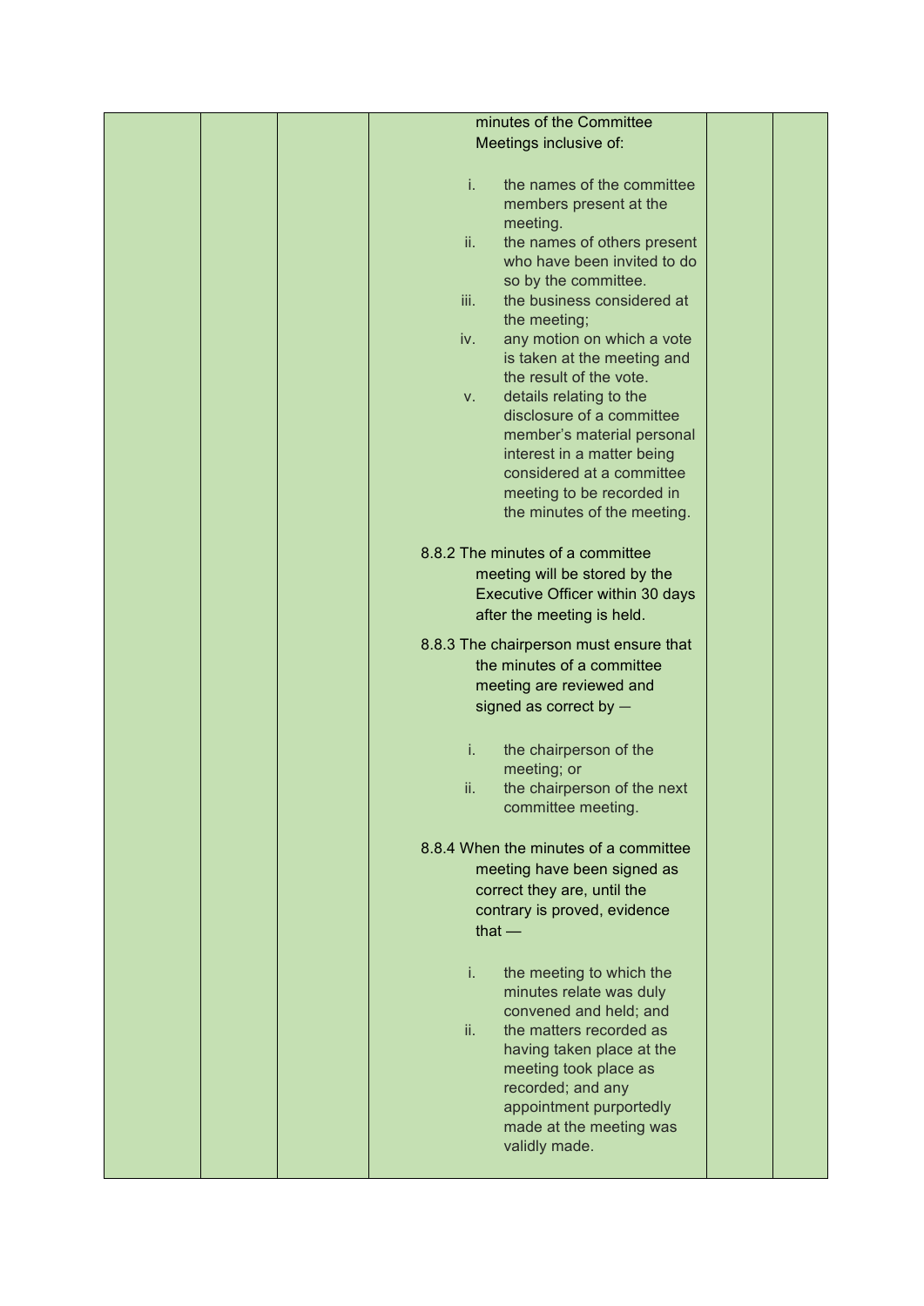| | | | minutes of the Committee Meetings inclusive of:<br><br>i. the names of the committee members present at the meeting.<br>ii. the names of others present who have been invited to do so by the committee.<br>iii. the business considered at the meeting;<br>iv. any motion on which a vote is taken at the meeting and the result of the vote.<br>v. details relating to the disclosure of a committee member's material personal interest in a matter being considered at a committee meeting to be recorded in the minutes of the meeting.<br><br>8.8.2 The minutes of a committee meeting will be stored by the Executive Officer within 30 days after the meeting is held.<br><br>8.8.3 The chairperson must ensure that the minutes of a committee meeting are reviewed and signed as correct by —<br><br>i. the chairperson of the meeting; or<br>ii. the chairperson of the next committee meeting.<br><br>8.8.4 When the minutes of a committee meeting have been signed as correct they are, until the contrary is proved, evidence that —<br><br>i. the meeting to which the minutes relate was duly convened and held; and<br>ii. the matters recorded as having taken place at the meeting took place as recorded; and any appointment purportedly made at the meeting was validly made. | | |
|---|---|---|---|---|---|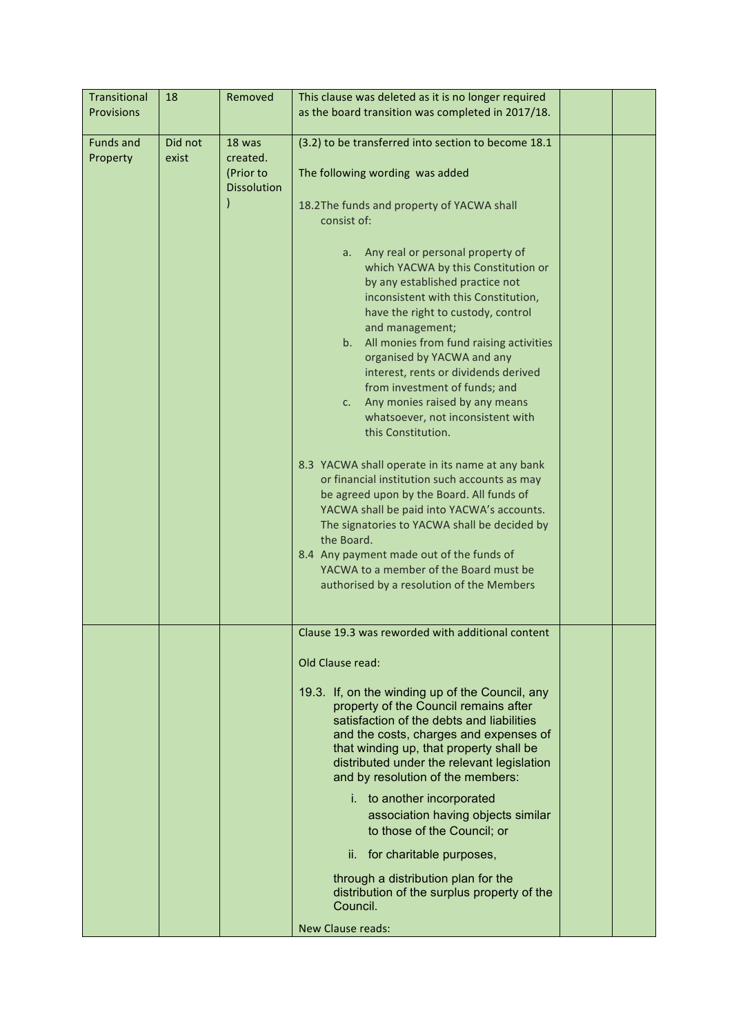| Transitional Provisions | 18 | Removed | This clause was deleted as it is no longer required as the board transition was completed in 2017/18. | | |
|---|---|---|---|---|---|
| Funds and Property | Did not exist | 18 was created. (Prior to Dissolution ) | (3.2) to be transferred into section to become 18.1<br><br>The following wording was added<br><br>18.2The funds and property of YACWA shall consist of:<br><br>a. Any real or personal property of which YACWA by this Constitution or by any established practice not inconsistent with this Constitution, have the right to custody, control and management;<br>b. All monies from fund raising activities organised by YACWA and any interest, rents or dividends derived from investment of funds; and<br>c. Any monies raised by any means whatsoever, not inconsistent with this Constitution.<br><br>8.3 YACWA shall operate in its name at any bank or financial institution such accounts as may be agreed upon by the Board. All funds of YACWA shall be paid into YACWA's accounts. The signatories to YACWA shall be decided by the Board.<br>8.4 Any payment made out of the funds of YACWA to a member of the Board must be authorised by a resolution of the Members | | |
| | | | Clause 19.3 was reworded with additional content<br><br>Old Clause read:<br><br>19.3. If, on the winding up of the Council, any property of the Council remains after satisfaction of the debts and liabilities and the costs, charges and expenses of that winding up, that property shall be distributed under the relevant legislation and by resolution of the members:<br><br>i. to another incorporated association having objects similar to those of the Council; or<br><br>ii. for charitable purposes,<br><br>through a distribution plan for the distribution of the surplus property of the Council.<br><br>New Clause reads: | | |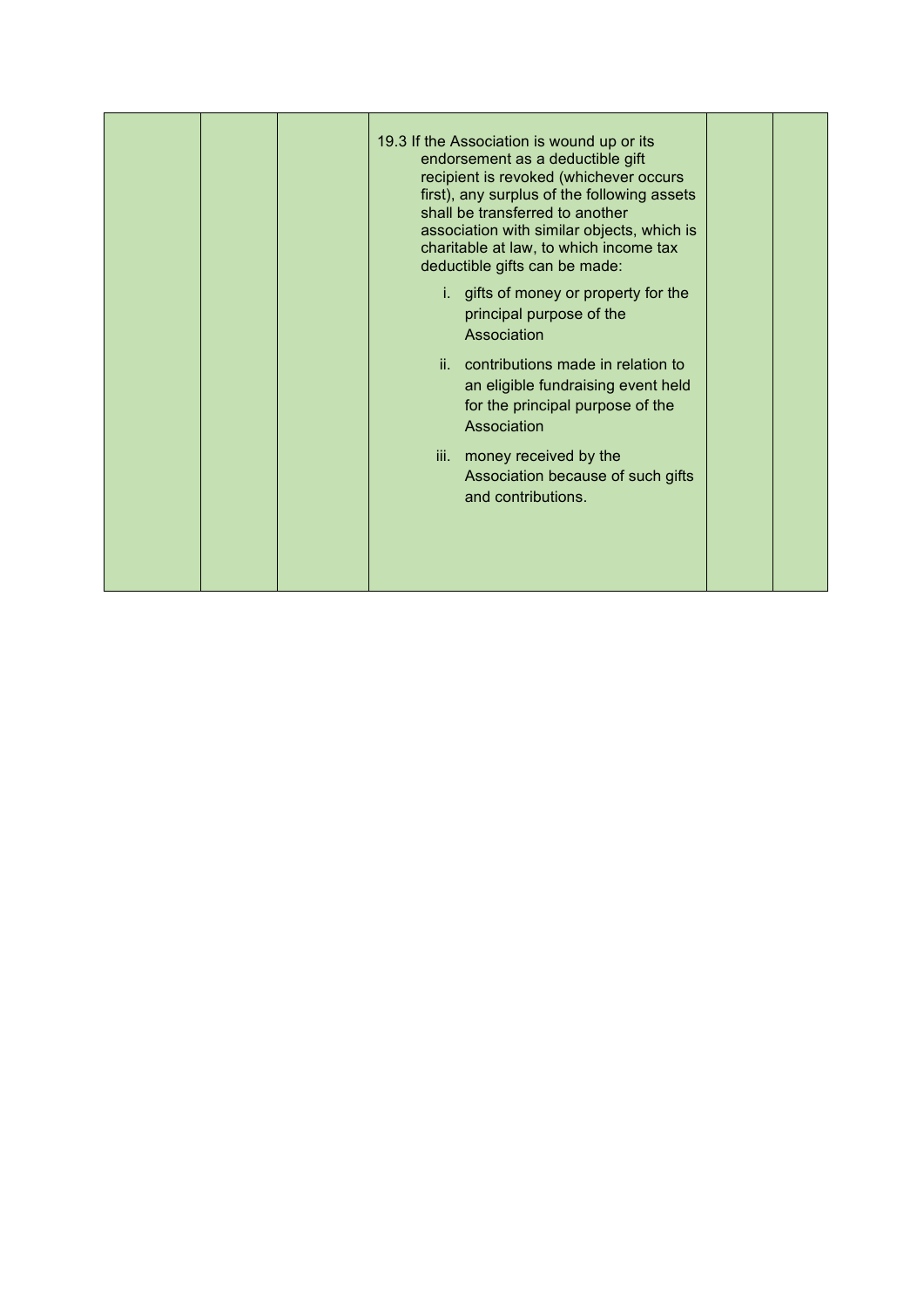| | | | | | |
|---|---|---|---|---|---|
| | | | 19.3 If the Association is wound up or its endorsement as a deductible gift recipient is revoked (whichever occurs first), any surplus of the following assets shall be transferred to another association with similar objects, which is charitable at law, to which income tax deductible gifts can be made:<br>i. gifts of money or property for the principal purpose of the Association<br>ii. contributions made in relation to an eligible fundraising event held for the principal purpose of the Association<br>iii. money received by the Association because of such gifts and contributions. | | |